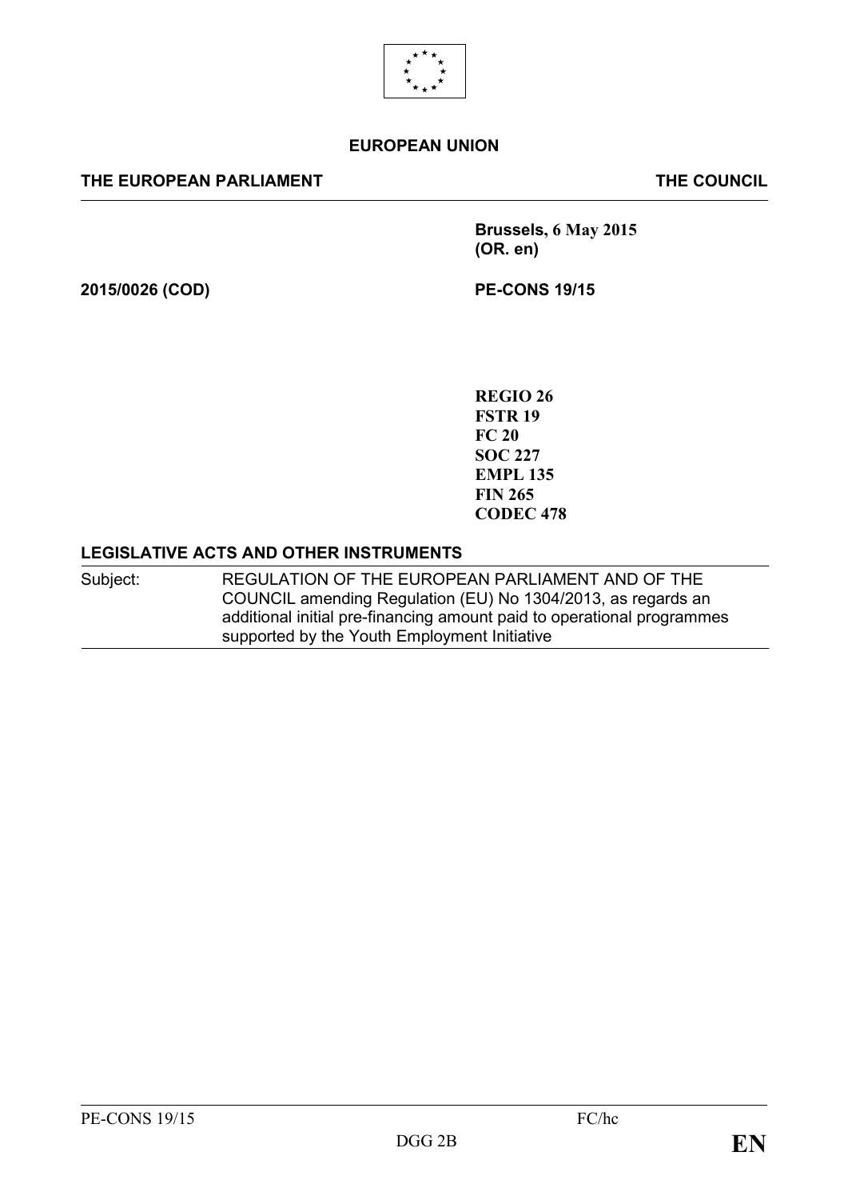**EUROPEAN UNION**

| **THE EUROPEAN PARLIAMENT** | **THE COUNCIL** |
|---|---|

**Brussels, 6 May 2015**
**(OR. en)**

**2015/0026 (COD)** **PE-CONS 19/15**

**REGIO 26**
**FSTR 19**
**FC 20**
**SOC 227**
**EMPL 135**
**FIN 265**
**CODEC 478**

**LEGISLATIVE ACTS AND OTHER INSTRUMENTS**

| Subject: | REGULATION OF THE EUROPEAN PARLIAMENT AND OF THE COUNCIL amending Regulation (EU) No 1304/2013, as regards an additional initial pre-financing amount paid to operational programmes supported by the Youth Employment Initiative |
|---|---|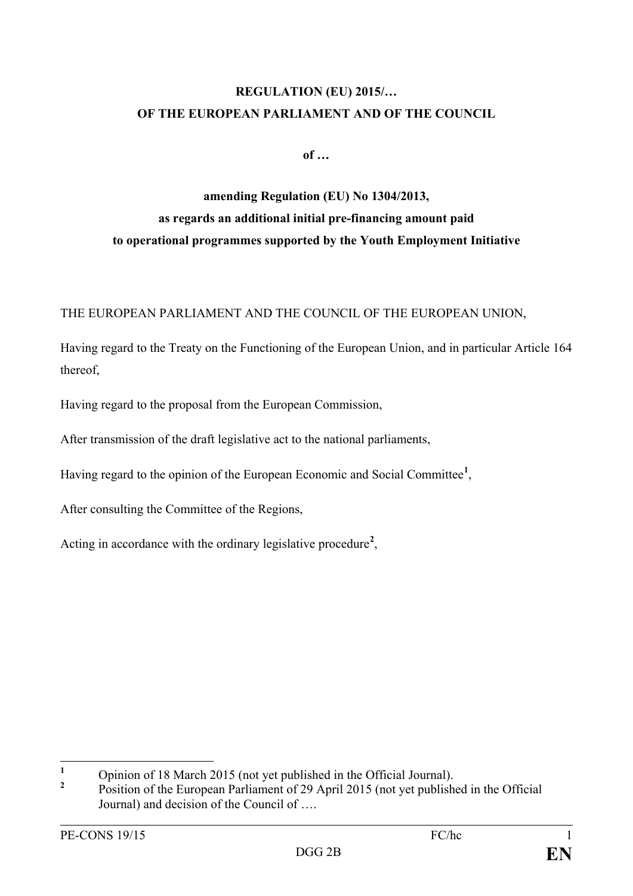**REGULATION (EU) 2015/…**
**OF THE EUROPEAN PARLIAMENT AND OF THE COUNCIL**

**of …**

**amending Regulation (EU) No 1304/2013,**
**as regards an additional initial pre-financing amount paid**
**to operational programmes supported by the Youth Employment Initiative**

THE EUROPEAN PARLIAMENT AND THE COUNCIL OF THE EUROPEAN UNION,

Having regard to the Treaty on the Functioning of the European Union, and in particular Article 164 thereof,

Having regard to the proposal from the European Commission,

After transmission of the draft legislative act to the national parliaments,

Having regard to the opinion of the European Economic and Social Committee[1],

After consulting the Committee of the Regions,

Acting in accordance with the ordinary legislative procedure[2],

---

[1] Opinion of 18 March 2015 (not yet published in the Official Journal).

[2] Position of the European Parliament of 29 April 2015 (not yet published in the Official Journal) and decision of the Council of ….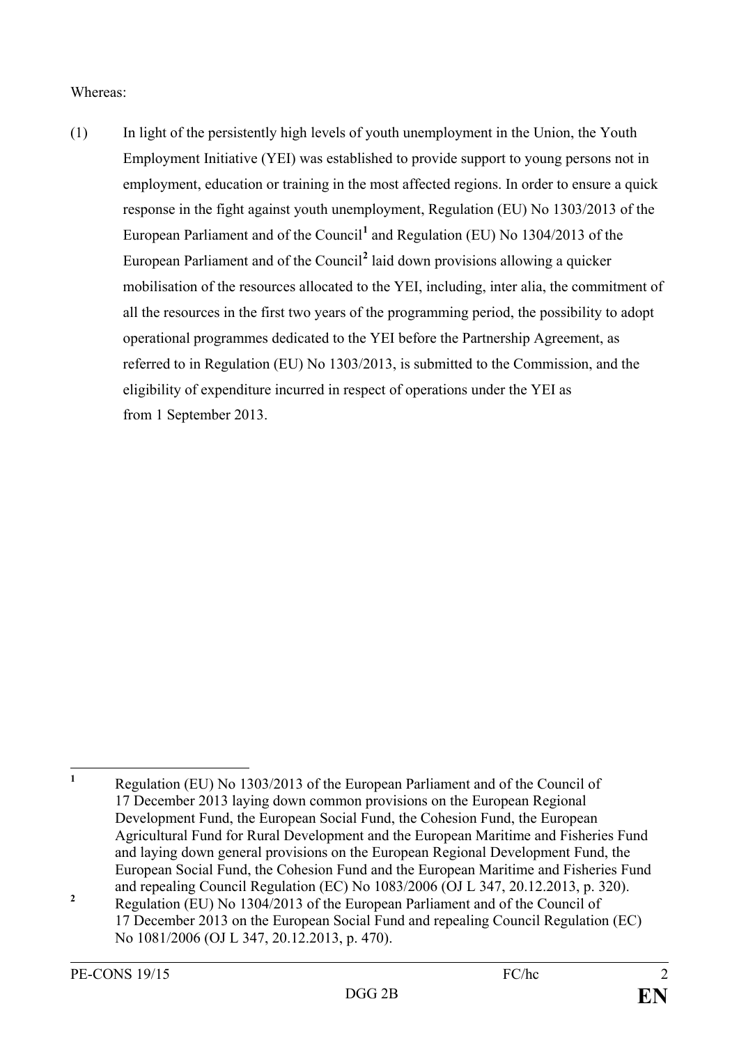Whereas:

(1) In light of the persistently high levels of youth unemployment in the Union, the Youth Employment Initiative (YEI) was established to provide support to young persons not in employment, education or training in the most affected regions. In order to ensure a quick response in the fight against youth unemployment, Regulation (EU) No 1303/2013 of the European Parliament and of the Council[1] and Regulation (EU) No 1304/2013 of the European Parliament and of the Council[2] laid down provisions allowing a quicker mobilisation of the resources allocated to the YEI, including, inter alia, the commitment of all the resources in the first two years of the programming period, the possibility to adopt operational programmes dedicated to the YEI before the Partnership Agreement, as referred to in Regulation (EU) No 1303/2013, is submitted to the Commission, and the eligibility of expenditure incurred in respect of operations under the YEI as from 1 September 2013.

---

[1] Regulation (EU) No 1303/2013 of the European Parliament and of the Council of 17 December 2013 laying down common provisions on the European Regional Development Fund, the European Social Fund, the Cohesion Fund, the European Agricultural Fund for Rural Development and the European Maritime and Fisheries Fund and laying down general provisions on the European Regional Development Fund, the European Social Fund, the Cohesion Fund and the European Maritime and Fisheries Fund and repealing Council Regulation (EC) No 1083/2006 (OJ L 347, 20.12.2013, p. 320).

[2] Regulation (EU) No 1304/2013 of the European Parliament and of the Council of 17 December 2013 on the European Social Fund and repealing Council Regulation (EC) No 1081/2006 (OJ L 347, 20.12.2013, p. 470).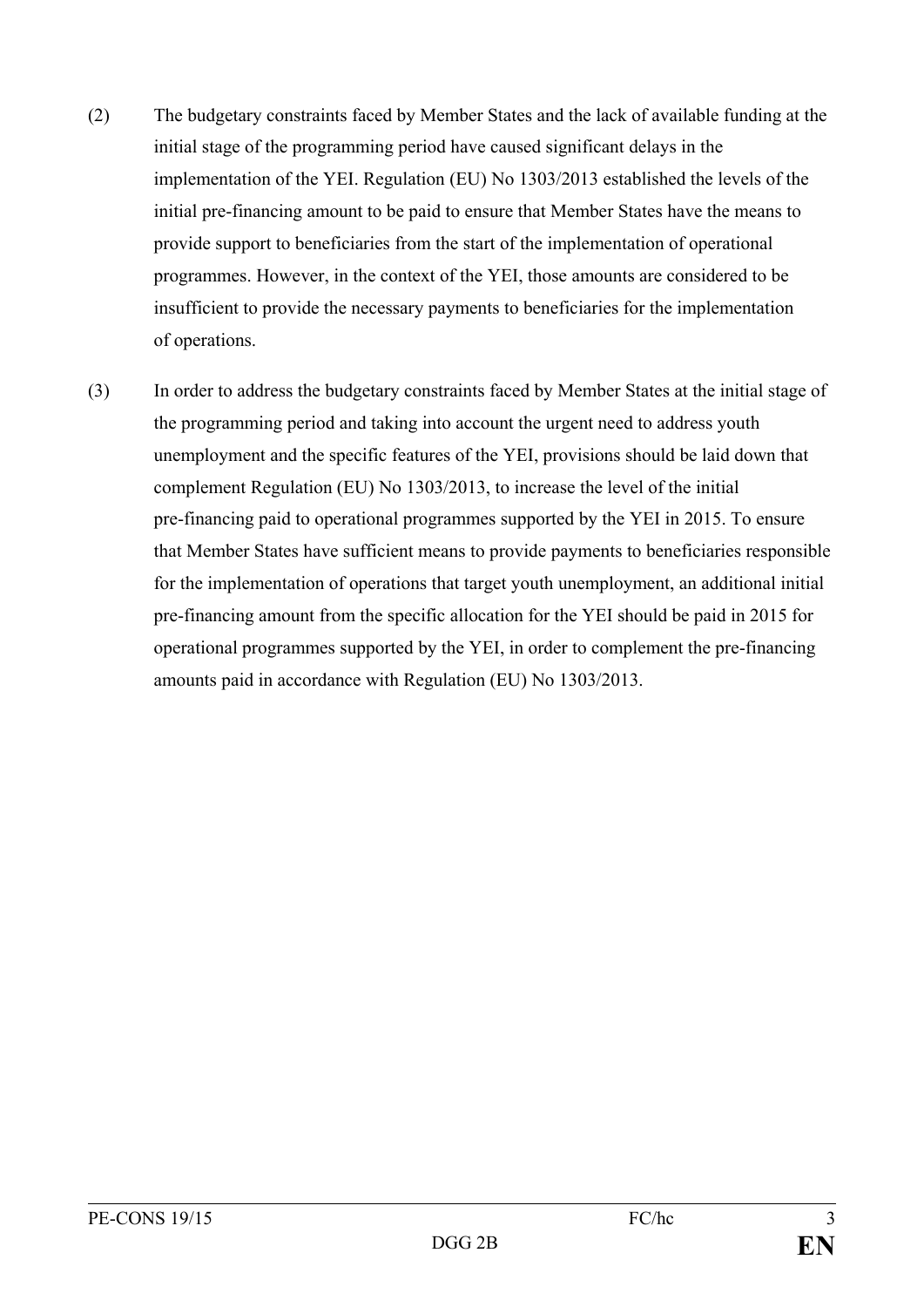(2) The budgetary constraints faced by Member States and the lack of available funding at the initial stage of the programming period have caused significant delays in the implementation of the YEI. Regulation (EU) No 1303/2013 established the levels of the initial pre-financing amount to be paid to ensure that Member States have the means to provide support to beneficiaries from the start of the implementation of operational programmes. However, in the context of the YEI, those amounts are considered to be insufficient to provide the necessary payments to beneficiaries for the implementation of operations.

(3) In order to address the budgetary constraints faced by Member States at the initial stage of the programming period and taking into account the urgent need to address youth unemployment and the specific features of the YEI, provisions should be laid down that complement Regulation (EU) No 1303/2013, to increase the level of the initial pre-financing paid to operational programmes supported by the YEI in 2015. To ensure that Member States have sufficient means to provide payments to beneficiaries responsible for the implementation of operations that target youth unemployment, an additional initial pre-financing amount from the specific allocation for the YEI should be paid in 2015 for operational programmes supported by the YEI, in order to complement the pre-financing amounts paid in accordance with Regulation (EU) No 1303/2013.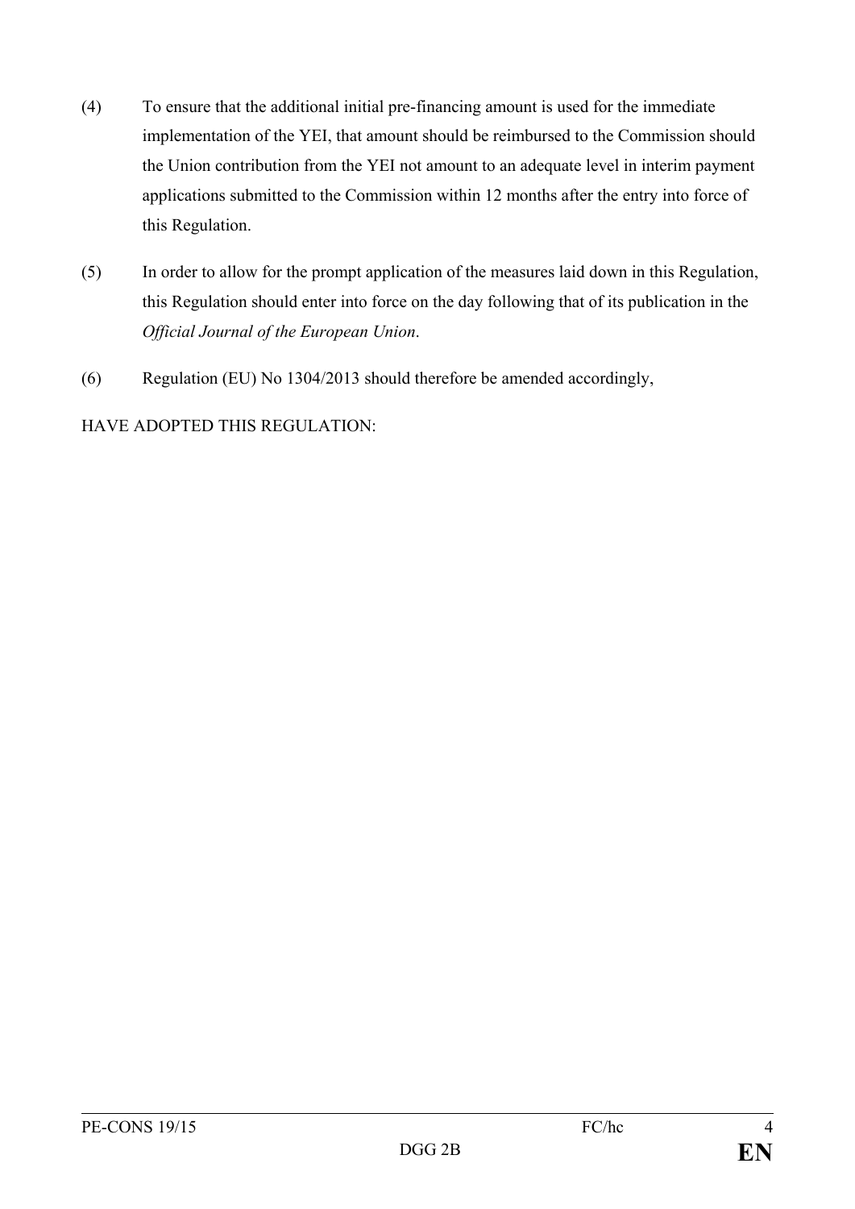(4) To ensure that the additional initial pre-financing amount is used for the immediate implementation of the YEI, that amount should be reimbursed to the Commission should the Union contribution from the YEI not amount to an adequate level in interim payment applications submitted to the Commission within 12 months after the entry into force of this Regulation.

(5) In order to allow for the prompt application of the measures laid down in this Regulation, this Regulation should enter into force on the day following that of its publication in the *Official Journal of the European Union*.

(6) Regulation (EU) No 1304/2013 should therefore be amended accordingly,

HAVE ADOPTED THIS REGULATION: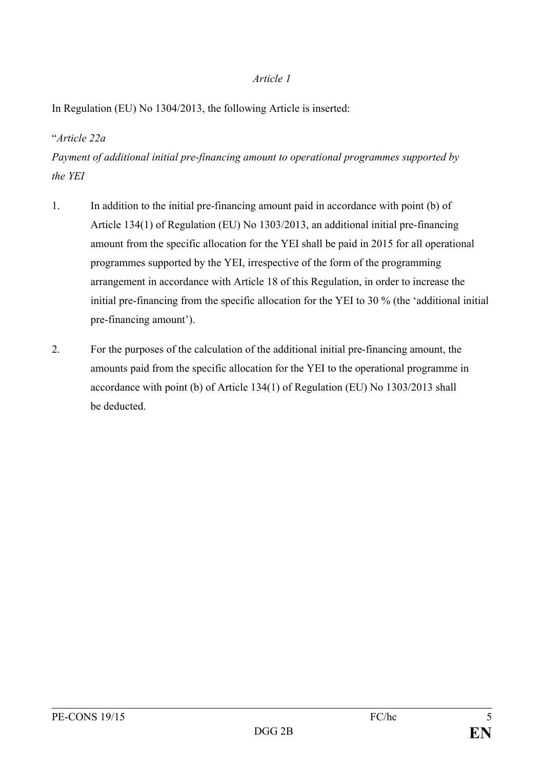*Article 1*

In Regulation (EU) No 1304/2013, the following Article is inserted:

"*Article 22a*

*Payment of additional initial pre-financing amount to operational programmes supported by the YEI*

1. In addition to the initial pre-financing amount paid in accordance with point (b) of Article 134(1) of Regulation (EU) No 1303/2013, an additional initial pre-financing amount from the specific allocation for the YEI shall be paid in 2015 for all operational programmes supported by the YEI, irrespective of the form of the programming arrangement in accordance with Article 18 of this Regulation, in order to increase the initial pre-financing from the specific allocation for the YEI to 30 % (the 'additional initial pre-financing amount').

2. For the purposes of the calculation of the additional initial pre-financing amount, the amounts paid from the specific allocation for the YEI to the operational programme in accordance with point (b) of Article 134(1) of Regulation (EU) No 1303/2013 shall be deducted.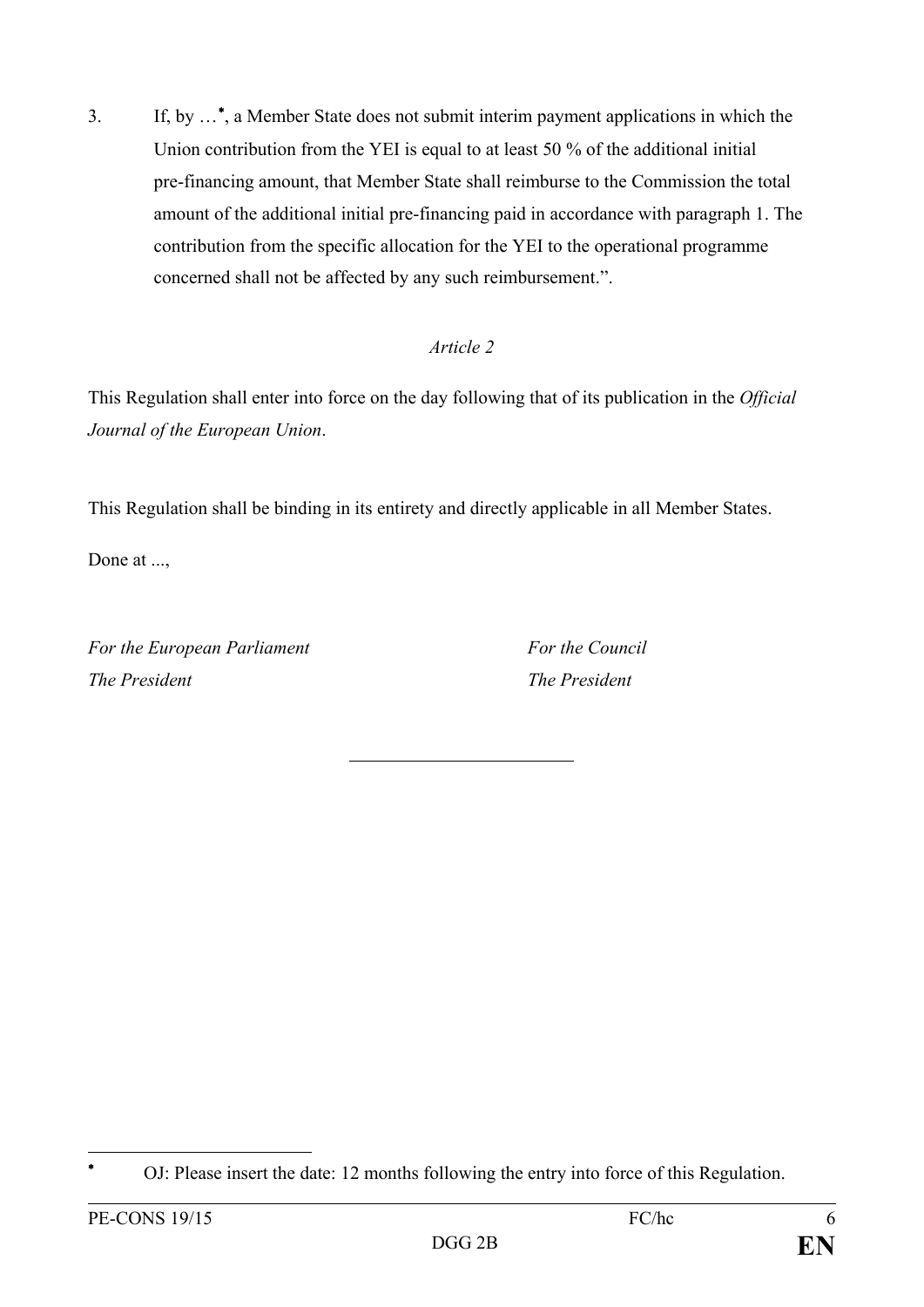3. If, by …[*], a Member State does not submit interim payment applications in which the Union contribution from the YEI is equal to at least 50 % of the additional initial pre-financing amount, that Member State shall reimburse to the Commission the total amount of the additional initial pre-financing paid in accordance with paragraph 1. The contribution from the specific allocation for the YEI to the operational programme concerned shall not be affected by any such reimbursement.".

*Article 2*

This Regulation shall enter into force on the day following that of its publication in the *Official Journal of the European Union*.

This Regulation shall be binding in its entirety and directly applicable in all Member States.

Done at ...,

*For the European Parliament*
*The President*

*For the Council*
*The President*

---

[*] OJ: Please insert the date: 12 months following the entry into force of this Regulation.